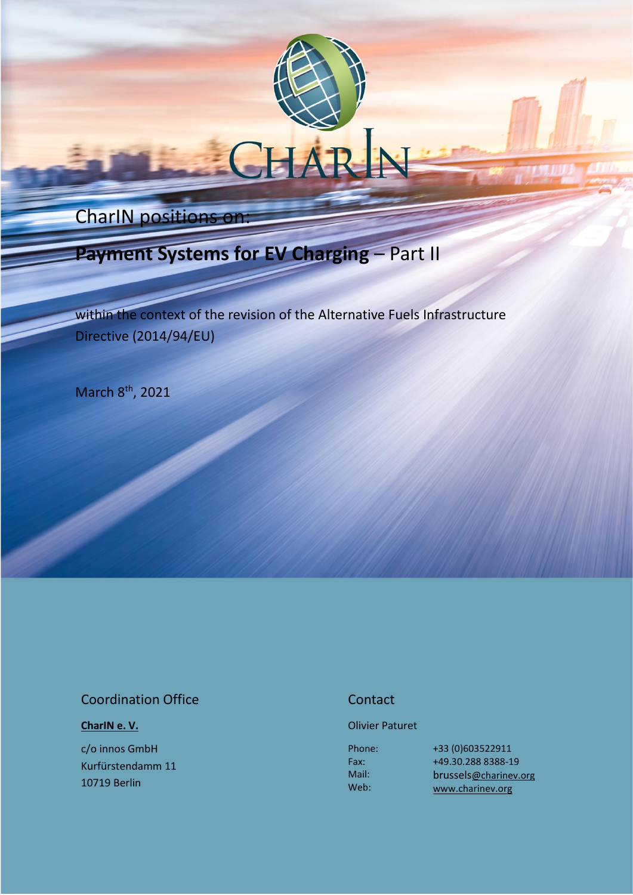CharIN

CharIN positions on:

# **Payment Systems for EV Charging** – Part II

within the context of the revision of the Alternative Fuels Infrastructure Directive (2014/94/EU)

March 8th, 2021

Coordination Office

**CharIN e. V.**

c/o innos GmbH
Kurfürstendamm 11
10719 Berlin

Contact

Olivier Paturet

Phone: +33 (0)603522911
Fax: +49.30.288 8388-19
Mail: brussels@charinev.org
Web: www.charinev.org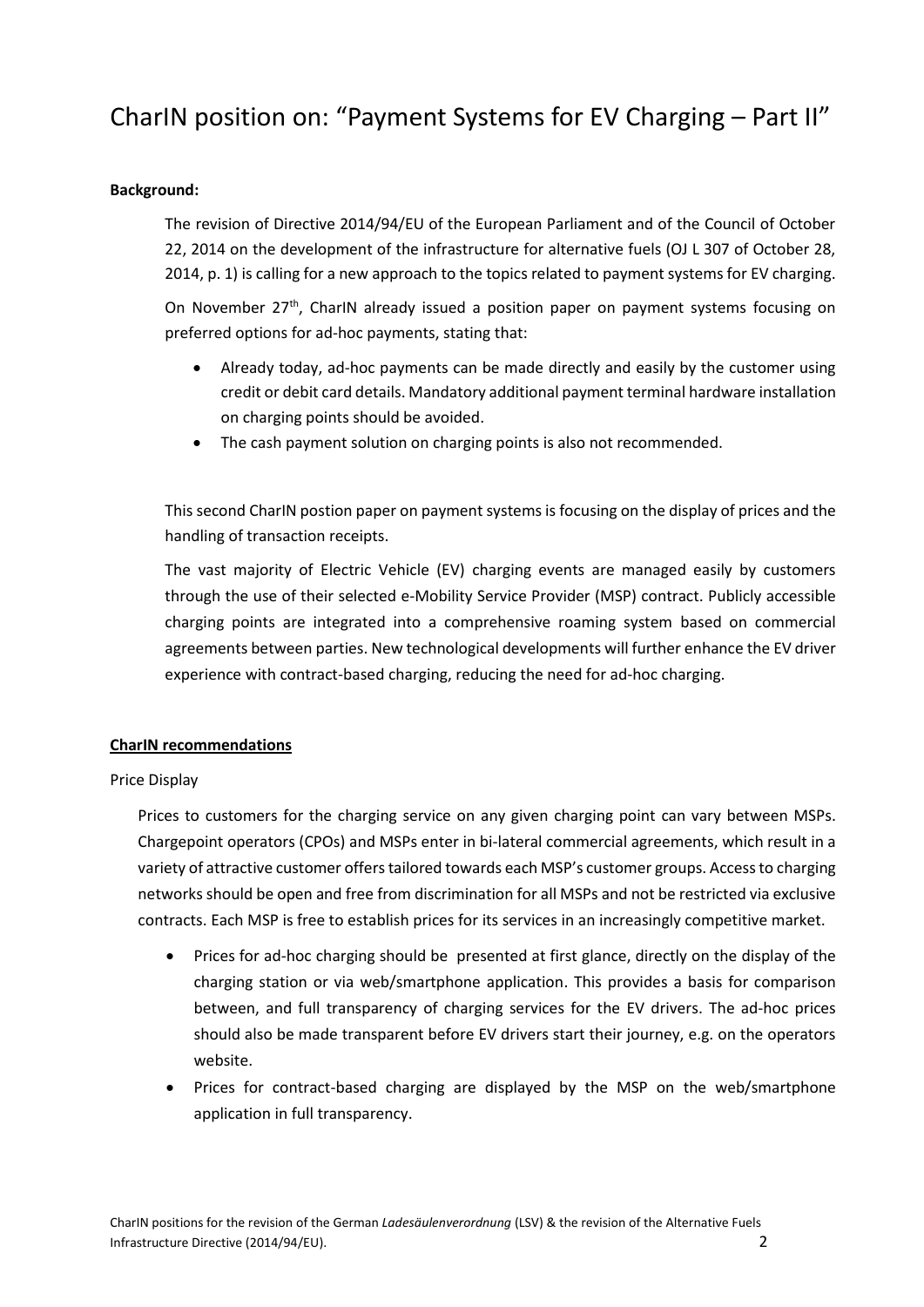# CharIN position on: "Payment Systems for EV Charging – Part II"

**Background:**

The revision of Directive 2014/94/EU of the European Parliament and of the Council of October 22, 2014 on the development of the infrastructure for alternative fuels (OJ L 307 of October 28, 2014, p. 1) is calling for a new approach to the topics related to payment systems for EV charging.

On November 27th, CharIN already issued a position paper on payment systems focusing on preferred options for ad-hoc payments, stating that:

- Already today, ad-hoc payments can be made directly and easily by the customer using credit or debit card details. Mandatory additional payment terminal hardware installation on charging points should be avoided.
- The cash payment solution on charging points is also not recommended.

This second CharIN postion paper on payment systems is focusing on the display of prices and the handling of transaction receipts.

The vast majority of Electric Vehicle (EV) charging events are managed easily by customers through the use of their selected e-Mobility Service Provider (MSP) contract. Publicly accessible charging points are integrated into a comprehensive roaming system based on commercial agreements between parties. New technological developments will further enhance the EV driver experience with contract-based charging, reducing the need for ad-hoc charging.

**CharIN recommendations**

Price Display

Prices to customers for the charging service on any given charging point can vary between MSPs. Chargepoint operators (CPOs) and MSPs enter in bi-lateral commercial agreements, which result in a variety of attractive customer offers tailored towards each MSP's customer groups. Access to charging networks should be open and free from discrimination for all MSPs and not be restricted via exclusive contracts. Each MSP is free to establish prices for its services in an increasingly competitive market.

- Prices for ad-hoc charging should be presented at first glance, directly on the display of the charging station or via web/smartphone application. This provides a basis for comparison between, and full transparency of charging services for the EV drivers. The ad-hoc prices should also be made transparent before EV drivers start their journey, e.g. on the operators website.
- Prices for contract-based charging are displayed by the MSP on the web/smartphone application in full transparency.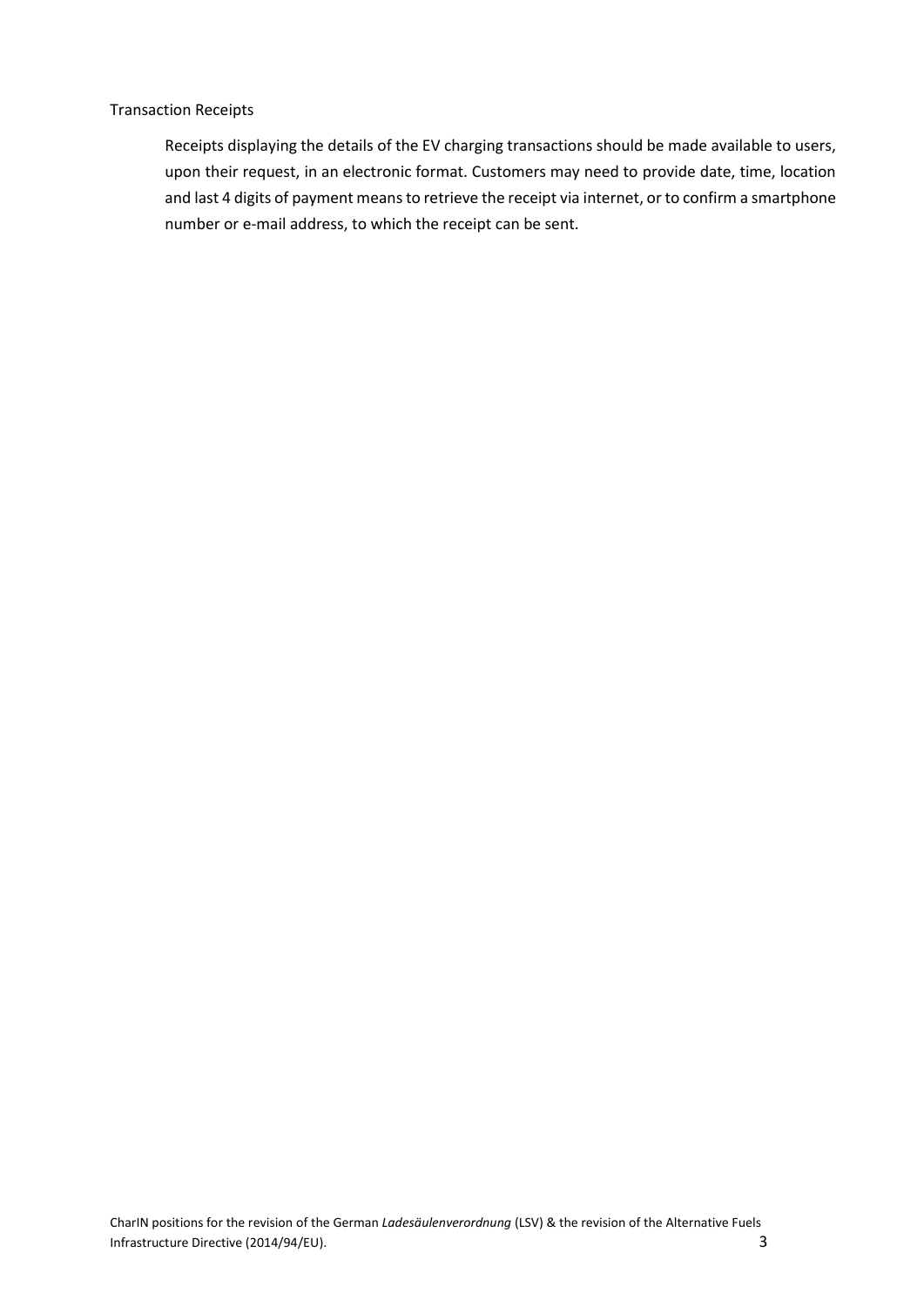### Transaction Receipts

Receipts displaying the details of the EV charging transactions should be made available to users, upon their request, in an electronic format. Customers may need to provide date, time, location and last 4 digits of payment means to retrieve the receipt via internet, or to confirm a smartphone number or e-mail address, to which the receipt can be sent.